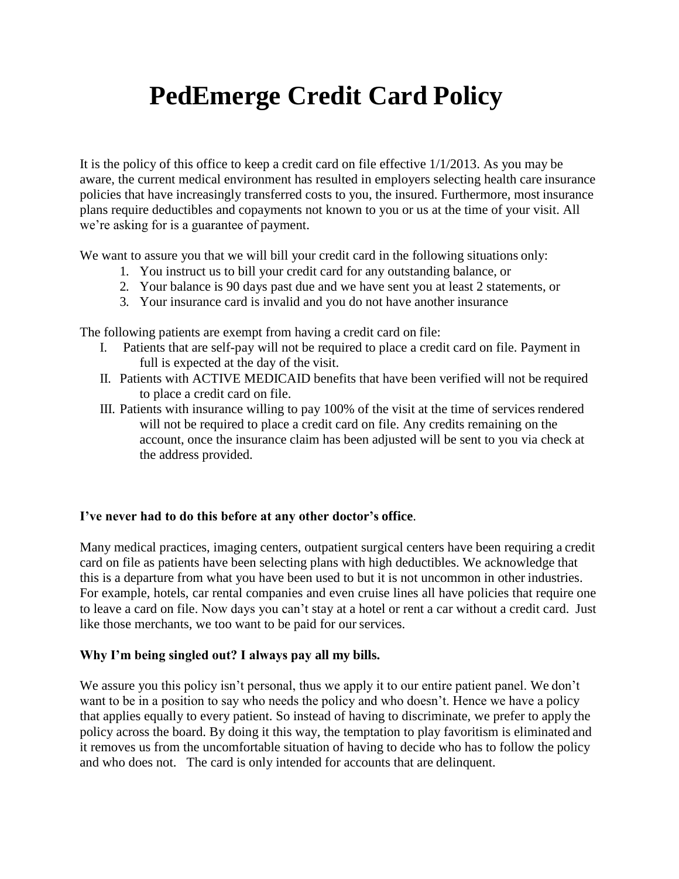# PedEmerge Credit Card Policy

It is the policy of this office to keep a credit card on file effective 1/1/2013. As you may be aware, the current medical environment has resulted in employers selecting health care insurance policies that have increasingly transferred costs to you, the insured. Furthermore, most insurance plans require deductibles and copayments not known to you or us at the time of your visit. All we're asking for is a guarantee of payment.

We want to assure you that we will bill your credit card in the following situations only:

1. You instruct us to bill your credit card for any outstanding balance, or
2. Your balance is 90 days past due and we have sent you at least 2 statements, or
3. Your insurance card is invalid and you do not have another insurance

The following patients are exempt from having a credit card on file:

I. Patients that are self-pay will not be required to place a credit card on file. Payment in full is expected at the day of the visit.

II. Patients with ACTIVE MEDICAID benefits that have been verified will not be required to place a credit card on file.

III. Patients with insurance willing to pay 100% of the visit at the time of services rendered will not be required to place a credit card on file. Any credits remaining on the account, once the insurance claim has been adjusted will be sent to you via check at the address provided.

**I've never had to do this before at any other doctor's office**.

Many medical practices, imaging centers, outpatient surgical centers have been requiring a credit card on file as patients have been selecting plans with high deductibles. We acknowledge that this is a departure from what you have been used to but it is not uncommon in other industries. For example, hotels, car rental companies and even cruise lines all have policies that require one to leave a card on file. Now days you can't stay at a hotel or rent a car without a credit card. Just like those merchants, we too want to be paid for our services.

**Why I'm being singled out? I always pay all my bills.**

We assure you this policy isn't personal, thus we apply it to our entire patient panel. We don't want to be in a position to say who needs the policy and who doesn't. Hence we have a policy that applies equally to every patient. So instead of having to discriminate, we prefer to apply the policy across the board. By doing it this way, the temptation to play favoritism is eliminated and it removes us from the uncomfortable situation of having to decide who has to follow the policy and who does not. The card is only intended for accounts that are delinquent.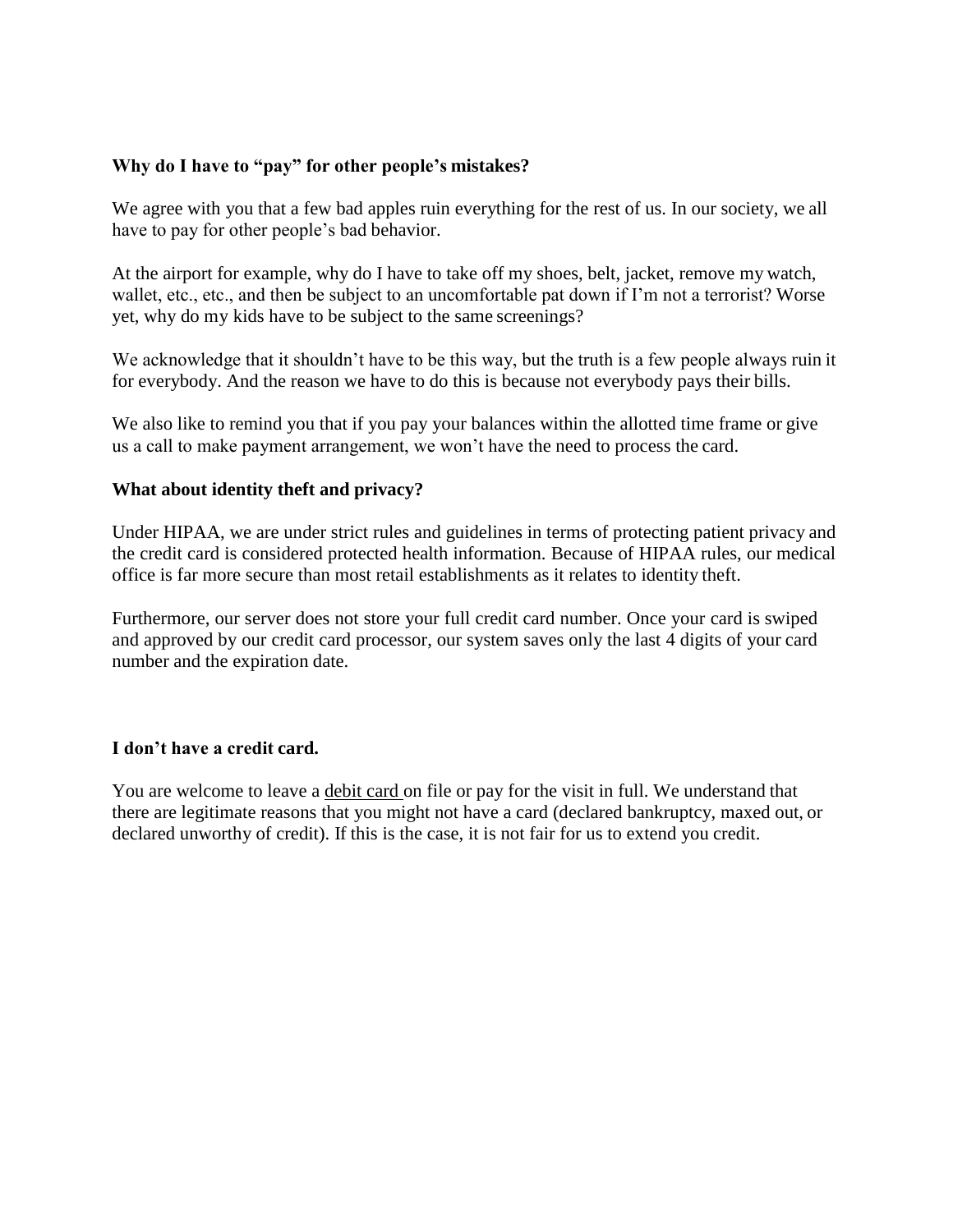**Why do I have to "pay" for other people's mistakes?**

We agree with you that a few bad apples ruin everything for the rest of us. In our society, we all have to pay for other people's bad behavior.

At the airport for example, why do I have to take off my shoes, belt, jacket, remove my watch, wallet, etc., etc., and then be subject to an uncomfortable pat down if I'm not a terrorist? Worse yet, why do my kids have to be subject to the same screenings?

We acknowledge that it shouldn't have to be this way, but the truth is a few people always ruin it for everybody. And the reason we have to do this is because not everybody pays their bills.

We also like to remind you that if you pay your balances within the allotted time frame or give us a call to make payment arrangement, we won't have the need to process the card.

**What about identity theft and privacy?**

Under HIPAA, we are under strict rules and guidelines in terms of protecting patient privacy and the credit card is considered protected health information. Because of HIPAA rules, our medical office is far more secure than most retail establishments as it relates to identity theft.

Furthermore, our server does not store your full credit card number. Once your card is swiped and approved by our credit card processor, our system saves only the last 4 digits of your card number and the expiration date.

**I don't have a credit card.**

You are welcome to leave a debit card on file or pay for the visit in full. We understand that there are legitimate reasons that you might not have a card (declared bankruptcy, maxed out, or declared unworthy of credit). If this is the case, it is not fair for us to extend you credit.